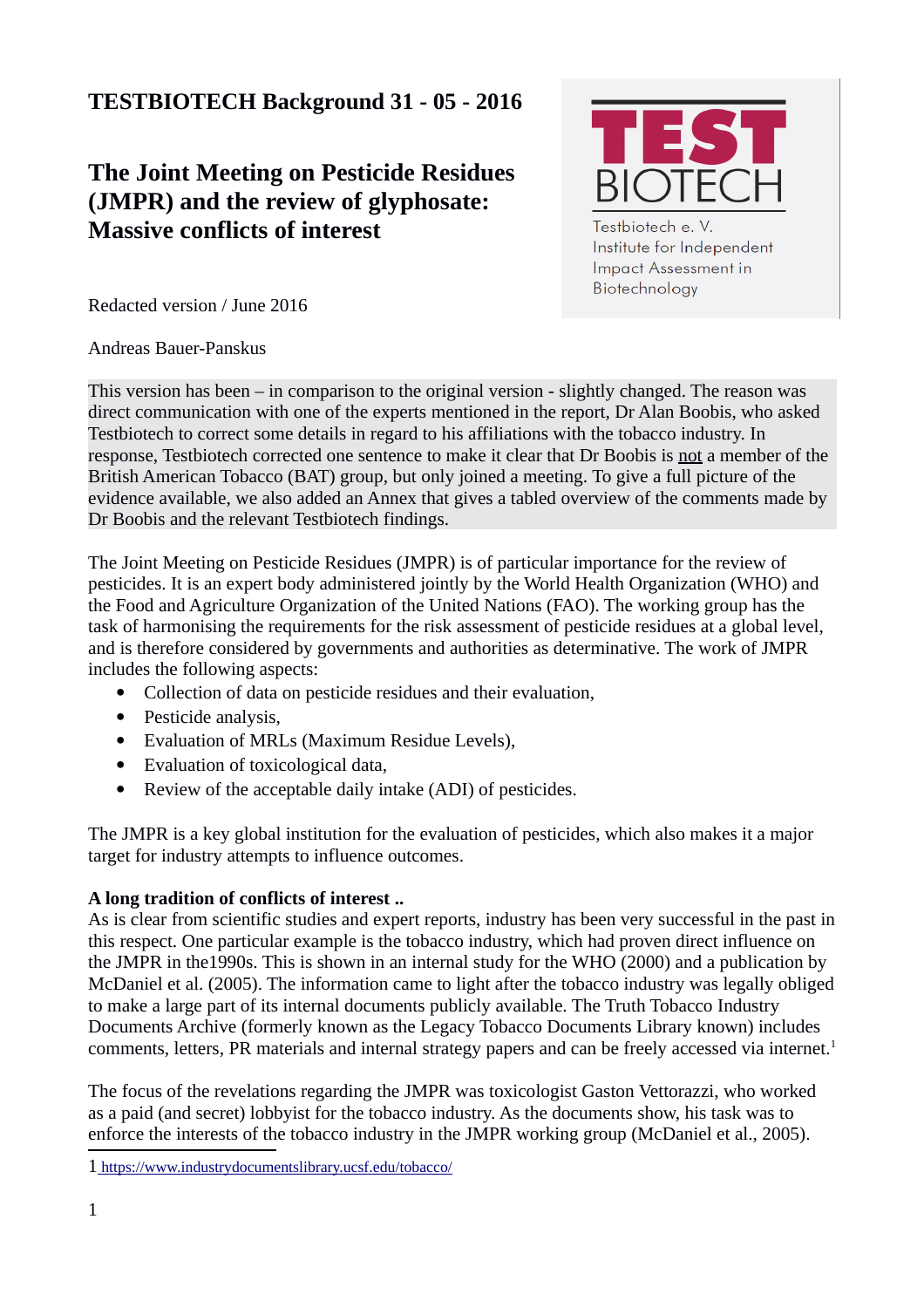# TESTBIOTECH Background 31 - 05 - 2016

## The Joint Meeting on Pesticide Residues (JMPR) and the review of glyphosate: Massive conflicts of interest

TEST BIOTECH

Testbiotech e. V.
Institute for Independent
Impact Assessment in
Biotechnology

Redacted version / June 2016

Andreas Bauer-Panskus

This version has been – in comparison to the original version - slightly changed. The reason was direct communication with one of the experts mentioned in the report, Dr Alan Boobis, who asked Testbiotech to correct some details in regard to his affiliations with the tobacco industry. In response, Testbiotech corrected one sentence to make it clear that Dr Boobis is not a member of the British American Tobacco (BAT) group, but only joined a meeting. To give a full picture of the evidence available, we also added an Annex that gives a tabled overview of the comments made by Dr Boobis and the relevant Testbiotech findings.

The Joint Meeting on Pesticide Residues (JMPR) is of particular importance for the review of pesticides. It is an expert body administered jointly by the World Health Organization (WHO) and the Food and Agriculture Organization of the United Nations (FAO). The working group has the task of harmonising the requirements for the risk assessment of pesticide residues at a global level, and is therefore considered by governments and authorities as determinative. The work of JMPR includes the following aspects:

- Collection of data on pesticide residues and their evaluation,
- Pesticide analysis,
- Evaluation of MRLs (Maximum Residue Levels),
- Evaluation of toxicological data,
- Review of the acceptable daily intake (ADI) of pesticides.

The JMPR is a key global institution for the evaluation of pesticides, which also makes it a major target for industry attempts to influence outcomes.

**A long tradition of conflicts of interest ..**
As is clear from scientific studies and expert reports, industry has been very successful in the past in this respect. One particular example is the tobacco industry, which had proven direct influence on the JMPR in the1990s. This is shown in an internal study for the WHO (2000) and a publication by McDaniel et al. (2005). The information came to light after the tobacco industry was legally obliged to make a large part of its internal documents publicly available. The Truth Tobacco Industry Documents Archive (formerly known as the Legacy Tobacco Documents Library known) includes comments, letters, PR materials and internal strategy papers and can be freely accessed via internet.[1]

The focus of the revelations regarding the JMPR was toxicologist Gaston Vettorazzi, who worked as a paid (and secret) lobbyist for the tobacco industry. As the documents show, his task was to enforce the interests of the tobacco industry in the JMPR working group (McDaniel et al., 2005).

1 https://www.industrydocumentslibrary.ucsf.edu/tobacco/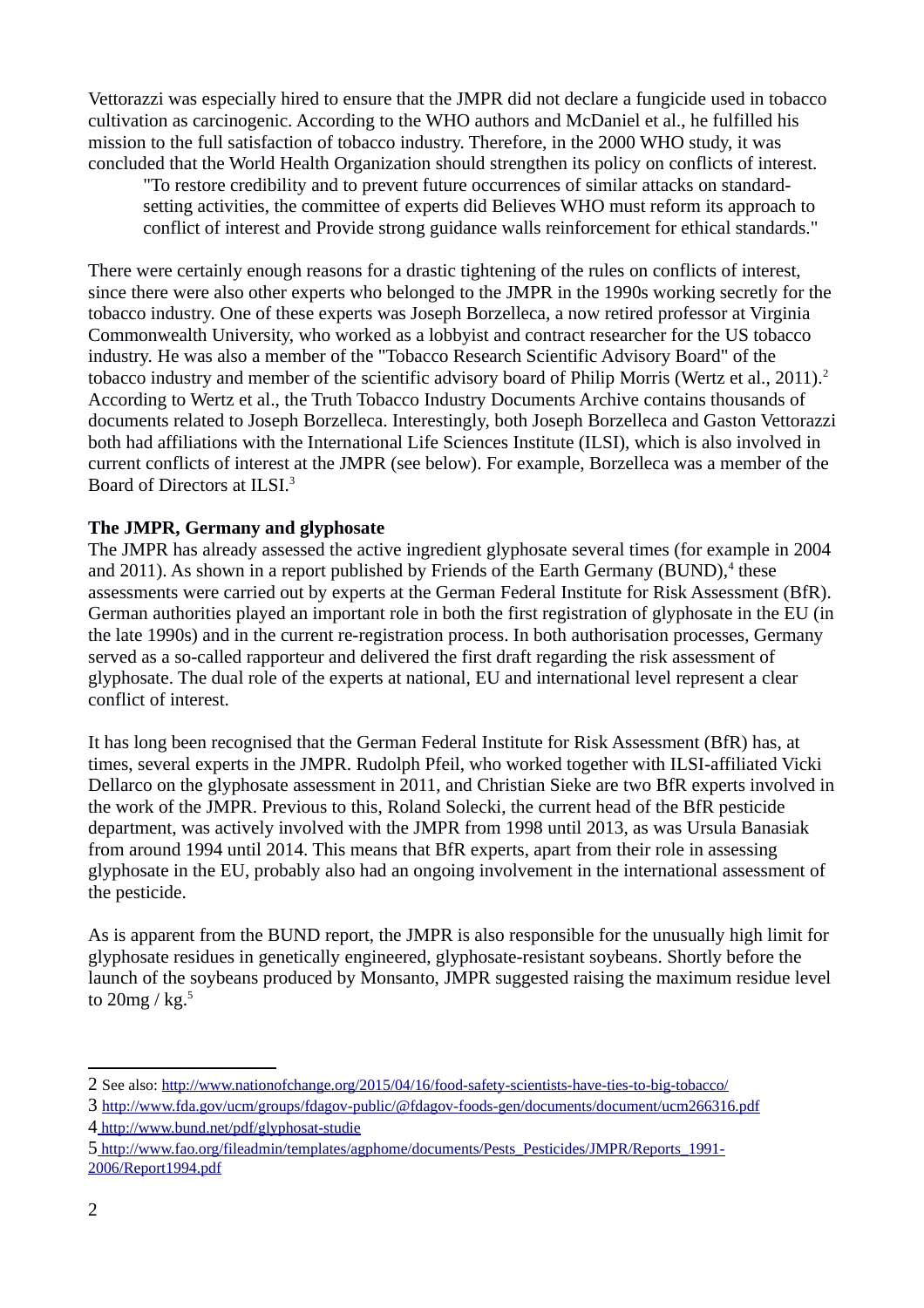Vettorazzi was especially hired to ensure that the JMPR did not declare a fungicide used in tobacco cultivation as carcinogenic. According to the WHO authors and McDaniel et al., he fulfilled his mission to the full satisfaction of tobacco industry. Therefore, in the 2000 WHO study, it was concluded that the World Health Organization should strengthen its policy on conflicts of interest.

> "To restore credibility and to prevent future occurrences of similar attacks on standard-setting activities, the committee of experts did Believes WHO must reform its approach to conflict of interest and Provide strong guidance walls reinforcement for ethical standards."

There were certainly enough reasons for a drastic tightening of the rules on conflicts of interest, since there were also other experts who belonged to the JMPR in the 1990s working secretly for the tobacco industry. One of these experts was Joseph Borzelleca, a now retired professor at Virginia Commonwealth University, who worked as a lobbyist and contract researcher for the US tobacco industry. He was also a member of the "Tobacco Research Scientific Advisory Board" of the tobacco industry and member of the scientific advisory board of Philip Morris (Wertz et al., 2011).[2] According to Wertz et al., the Truth Tobacco Industry Documents Archive contains thousands of documents related to Joseph Borzelleca. Interestingly, both Joseph Borzelleca and Gaston Vettorazzi both had affiliations with the International Life Sciences Institute (ILSI), which is also involved in current conflicts of interest at the JMPR (see below). For example, Borzelleca was a member of the Board of Directors at ILSI.[3]

**The JMPR, Germany and glyphosate**

The JMPR has already assessed the active ingredient glyphosate several times (for example in 2004 and 2011). As shown in a report published by Friends of the Earth Germany (BUND),[4] these assessments were carried out by experts at the German Federal Institute for Risk Assessment (BfR). German authorities played an important role in both the first registration of glyphosate in the EU (in the late 1990s) and in the current re-registration process. In both authorisation processes, Germany served as a so-called rapporteur and delivered the first draft regarding the risk assessment of glyphosate. The dual role of the experts at national, EU and international level represent a clear conflict of interest.

It has long been recognised that the German Federal Institute for Risk Assessment (BfR) has, at times, several experts in the JMPR. Rudolph Pfeil, who worked together with ILSI-affiliated Vicki Dellarco on the glyphosate assessment in 2011, and Christian Sieke are two BfR experts involved in the work of the JMPR. Previous to this, Roland Solecki, the current head of the BfR pesticide department, was actively involved with the JMPR from 1998 until 2013, as was Ursula Banasiak from around 1994 until 2014. This means that BfR experts, apart from their role in assessing glyphosate in the EU, probably also had an ongoing involvement in the international assessment of the pesticide.

As is apparent from the BUND report, the JMPR is also responsible for the unusually high limit for glyphosate residues in genetically engineered, glyphosate-resistant soybeans. Shortly before the launch of the soybeans produced by Monsanto, JMPR suggested raising the maximum residue level to 20mg / kg.[5]

---

2 See also: http://www.nationofchange.org/2015/04/16/food-safety-scientists-have-ties-to-big-tobacco/

3 http://www.fda.gov/ucm/groups/fdagov-public/@fdagov-foods-gen/documents/document/ucm266316.pdf

4 http://www.bund.net/pdf/glyphosat-studie

5 http://www.fao.org/fileadmin/templates/agphome/documents/Pests_Pesticides/JMPR/Reports_1991-2006/Report1994.pdf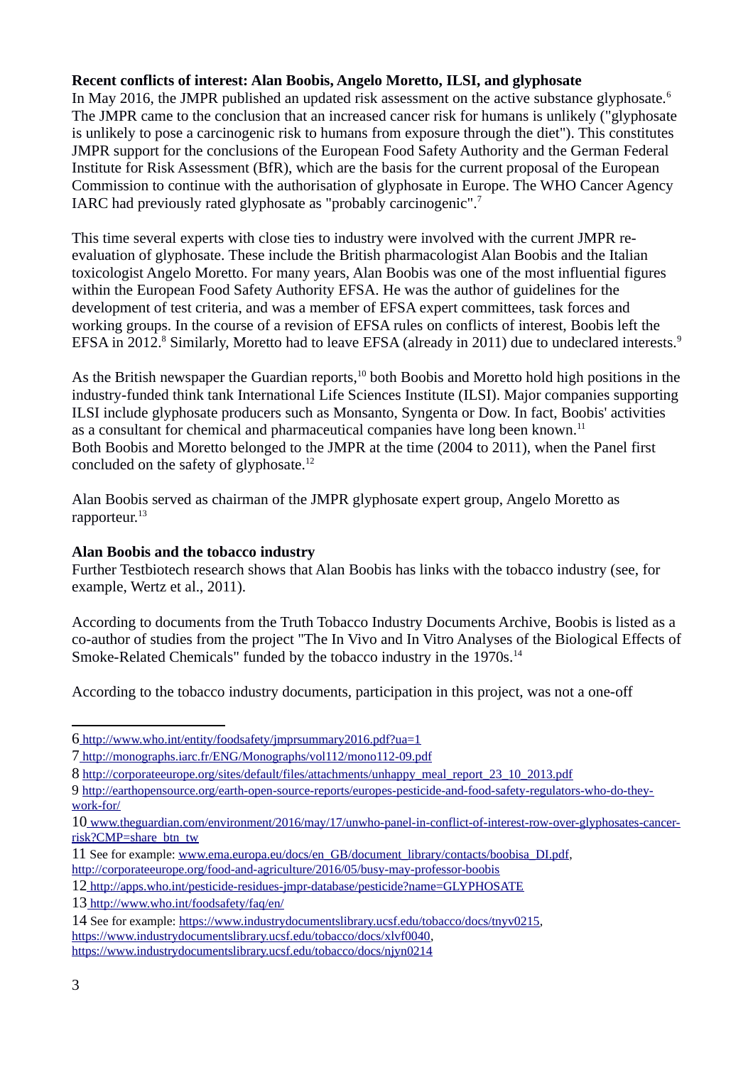**Recent conflicts of interest: Alan Boobis, Angelo Moretto, ILSI, and glyphosate**
In May 2016, the JMPR published an updated risk assessment on the active substance glyphosate.[6] The JMPR came to the conclusion that an increased cancer risk for humans is unlikely ("glyphosate is unlikely to pose a carcinogenic risk to humans from exposure through the diet"). This constitutes JMPR support for the conclusions of the European Food Safety Authority and the German Federal Institute for Risk Assessment (BfR), which are the basis for the current proposal of the European Commission to continue with the authorisation of glyphosate in Europe. The WHO Cancer Agency IARC had previously rated glyphosate as "probably carcinogenic".[7]

This time several experts with close ties to industry were involved with the current JMPR re-evaluation of glyphosate. These include the British pharmacologist Alan Boobis and the Italian toxicologist Angelo Moretto. For many years, Alan Boobis was one of the most influential figures within the European Food Safety Authority EFSA. He was the author of guidelines for the development of test criteria, and was a member of EFSA expert committees, task forces and working groups. In the course of a revision of EFSA rules on conflicts of interest, Boobis left the EFSA in 2012.[8] Similarly, Moretto had to leave EFSA (already in 2011) due to undeclared interests.[9]

As the British newspaper the Guardian reports,[10] both Boobis and Moretto hold high positions in the industry-funded think tank International Life Sciences Institute (ILSI). Major companies supporting ILSI include glyphosate producers such as Monsanto, Syngenta or Dow. In fact, Boobis' activities as a consultant for chemical and pharmaceutical companies have long been known.[11]
Both Boobis and Moretto belonged to the JMPR at the time (2004 to 2011), when the Panel first concluded on the safety of glyphosate.[12]

Alan Boobis served as chairman of the JMPR glyphosate expert group, Angelo Moretto as rapporteur.[13]

**Alan Boobis and the tobacco industry**
Further Testbiotech research shows that Alan Boobis has links with the tobacco industry (see, for example, Wertz et al., 2011).

According to documents from the Truth Tobacco Industry Documents Archive, Boobis is listed as a co-author of studies from the project "The In Vivo and In Vitro Analyses of the Biological Effects of Smoke-Related Chemicals" funded by the tobacco industry in the 1970s.[14]

According to the tobacco industry documents, participation in this project, was not a one-off

---

6 http://www.who.int/entity/foodsafety/jmprsummary2016.pdf?ua=1

7 http://monographs.iarc.fr/ENG/Monographs/vol112/mono112-09.pdf

8 http://corporateeurope.org/sites/default/files/attachments/unhappy_meal_report_23_10_2013.pdf

9 http://earthopensource.org/earth-open-source-reports/europes-pesticide-and-food-safety-regulators-who-do-they-work-for/

10 www.theguardian.com/environment/2016/may/17/unwho-panel-in-conflict-of-interest-row-over-glyphosates-cancer-risk?CMP=share_btn_tw

11 See for example: www.ema.europa.eu/docs/en_GB/document_library/contacts/boobisa_DI.pdf, http://corporateeurope.org/food-and-agriculture/2016/05/busy-may-professor-boobis

12 http://apps.who.int/pesticide-residues-jmpr-database/pesticide?name=GLYPHOSATE

13 http://www.who.int/foodsafety/faq/en/

14 See for example: https://www.industrydocumentslibrary.ucsf.edu/tobacco/docs/tnyv0215, https://www.industrydocumentslibrary.ucsf.edu/tobacco/docs/xlvf0040, https://www.industrydocumentslibrary.ucsf.edu/tobacco/docs/njyn0214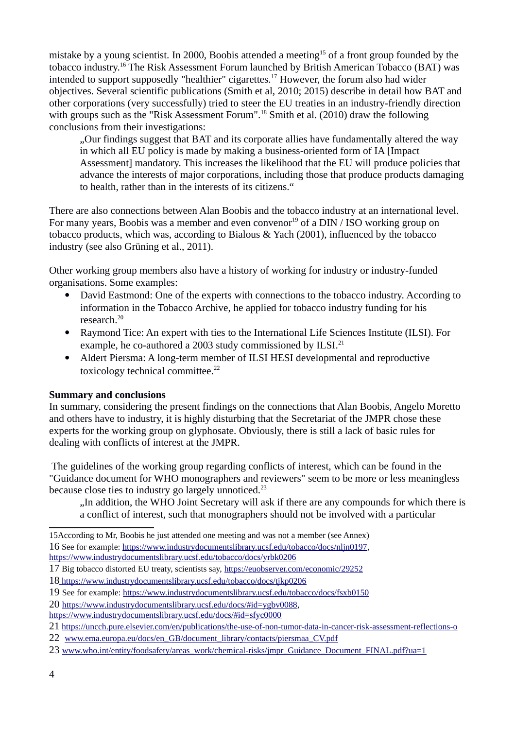mistake by a young scientist. In 2000, Boobis attended a meeting[15] of a front group founded by the tobacco industry.[16] The Risk Assessment Forum launched by British American Tobacco (BAT) was intended to support supposedly "healthier" cigarettes.[17] However, the forum also had wider objectives. Several scientific publications (Smith et al, 2010; 2015) describe in detail how BAT and other corporations (very successfully) tried to steer the EU treaties in an industry-friendly direction with groups such as the "Risk Assessment Forum".[18] Smith et al. (2010) draw the following conclusions from their investigations:

> „Our findings suggest that BAT and its corporate allies have fundamentally altered the way in which all EU policy is made by making a business-oriented form of IA [Impact Assessment] mandatory. This increases the likelihood that the EU will produce policies that advance the interests of major corporations, including those that produce products damaging to health, rather than in the interests of its citizens."

There are also connections between Alan Boobis and the tobacco industry at an international level. For many years, Boobis was a member and even convenor[19] of a DIN / ISO working group on tobacco products, which was, according to Bialous & Yach (2001), influenced by the tobacco industry (see also Grüning et al., 2011).

Other working group members also have a history of working for industry or industry-funded organisations. Some examples:

- David Eastmond: One of the experts with connections to the tobacco industry. According to information in the Tobacco Archive, he applied for tobacco industry funding for his research.[20]
- Raymond Tice: An expert with ties to the International Life Sciences Institute (ILSI). For example, he co-authored a 2003 study commissioned by ILSI.[21]
- Aldert Piersma: A long-term member of ILSI HESI developmental and reproductive toxicology technical committee.[22]

**Summary and conclusions**

In summary, considering the present findings on the connections that Alan Boobis, Angelo Moretto and others have to industry, it is highly disturbing that the Secretariat of the JMPR chose these experts for the working group on glyphosate. Obviously, there is still a lack of basic rules for dealing with conflicts of interest at the JMPR.

The guidelines of the working group regarding conflicts of interest, which can be found in the "Guidance document for WHO monographers and reviewers" seem to be more or less meaningless because close ties to industry go largely unnoticed.[23]

> „In addition, the WHO Joint Secretary will ask if there are any compounds for which there is a conflict of interest, such that monographers should not be involved with a particular

---

15 According to Mr, Boobis he just attended one meeting and was not a member (see Annex)

16 See for example: https://www.industrydocumentslibrary.ucsf.edu/tobacco/docs/nljn0197, https://www.industrydocumentslibrary.ucsf.edu/tobacco/docs/yrbk0206

17 Big tobacco distorted EU treaty, scientists say, https://euobserver.com/economic/29252

18 https://www.industrydocumentslibrary.ucsf.edu/tobacco/docs/tjkp0206

19 See for example: https://www.industrydocumentslibrary.ucsf.edu/tobacco/docs/fsxb0150

20 https://www.industrydocumentslibrary.ucsf.edu/docs/#id=ygbv0088, https://www.industrydocumentslibrary.ucsf.edu/docs/#id=sfyc0000

21 https://uncch.pure.elsevier.com/en/publications/the-use-of-non-tumor-data-in-cancer-risk-assessment-reflections-o

22 www.ema.europa.eu/docs/en_GB/document_library/contacts/piersmaa_CV.pdf

23 www.who.int/entity/foodsafety/areas_work/chemical-risks/jmpr_Guidance_Document_FINAL.pdf?ua=1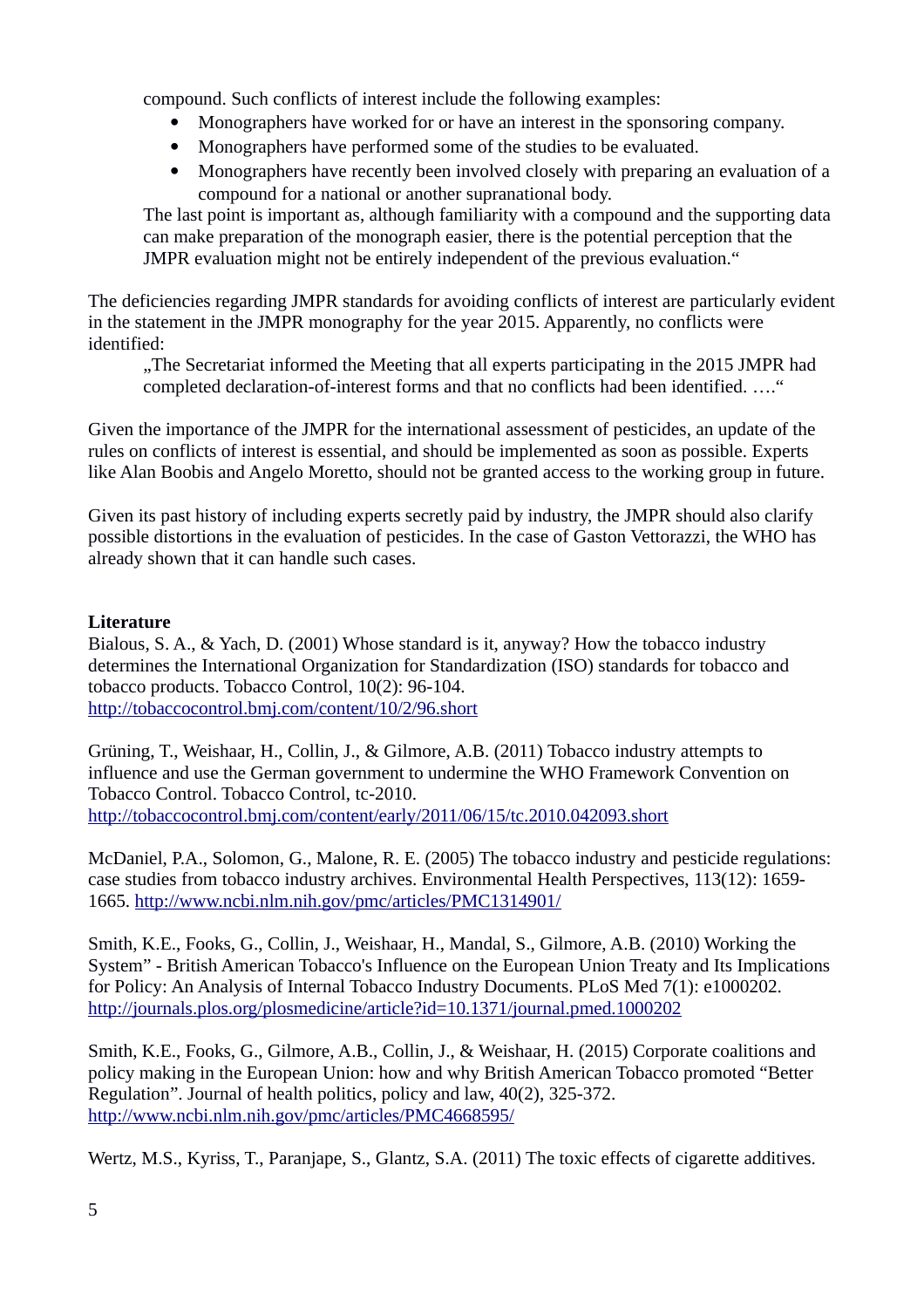compound. Such conflicts of interest include the following examples:

- Monographers have worked for or have an interest in the sponsoring company.
- Monographers have performed some of the studies to be evaluated.
- Monographers have recently been involved closely with preparing an evaluation of a compound for a national or another supranational body.

The last point is important as, although familiarity with a compound and the supporting data can make preparation of the monograph easier, there is the potential perception that the JMPR evaluation might not be entirely independent of the previous evaluation."

The deficiencies regarding JMPR standards for avoiding conflicts of interest are particularly evident in the statement in the JMPR monography for the year 2015. Apparently, no conflicts were identified:

> „The Secretariat informed the Meeting that all experts participating in the 2015 JMPR had completed declaration-of-interest forms and that no conflicts had been identified. …."

Given the importance of the JMPR for the international assessment of pesticides, an update of the rules on conflicts of interest is essential, and should be implemented as soon as possible. Experts like Alan Boobis and Angelo Moretto, should not be granted access to the working group in future.

Given its past history of including experts secretly paid by industry, the JMPR should also clarify possible distortions in the evaluation of pesticides. In the case of Gaston Vettorazzi, the WHO has already shown that it can handle such cases.

**Literature**

Bialous, S. A., & Yach, D. (2001) Whose standard is it, anyway? How the tobacco industry determines the International Organization for Standardization (ISO) standards for tobacco and tobacco products. Tobacco Control, 10(2): 96-104. http://tobaccocontrol.bmj.com/content/10/2/96.short

Grüning, T., Weishaar, H., Collin, J., & Gilmore, A.B. (2011) Tobacco industry attempts to influence and use the German government to undermine the WHO Framework Convention on Tobacco Control. Tobacco Control, tc-2010. http://tobaccocontrol.bmj.com/content/early/2011/06/15/tc.2010.042093.short

McDaniel, P.A., Solomon, G., Malone, R. E. (2005) The tobacco industry and pesticide regulations: case studies from tobacco industry archives. Environmental Health Perspectives, 113(12): 1659-1665. http://www.ncbi.nlm.nih.gov/pmc/articles/PMC1314901/

Smith, K.E., Fooks, G., Collin, J., Weishaar, H., Mandal, S., Gilmore, A.B. (2010) Working the System" - British American Tobacco's Influence on the European Union Treaty and Its Implications for Policy: An Analysis of Internal Tobacco Industry Documents. PLoS Med 7(1): e1000202. http://journals.plos.org/plosmedicine/article?id=10.1371/journal.pmed.1000202

Smith, K.E., Fooks, G., Gilmore, A.B., Collin, J., & Weishaar, H. (2015) Corporate coalitions and policy making in the European Union: how and why British American Tobacco promoted "Better Regulation". Journal of health politics, policy and law, 40(2), 325-372. http://www.ncbi.nlm.nih.gov/pmc/articles/PMC4668595/

Wertz, M.S., Kyriss, T., Paranjape, S., Glantz, S.A. (2011) The toxic effects of cigarette additives.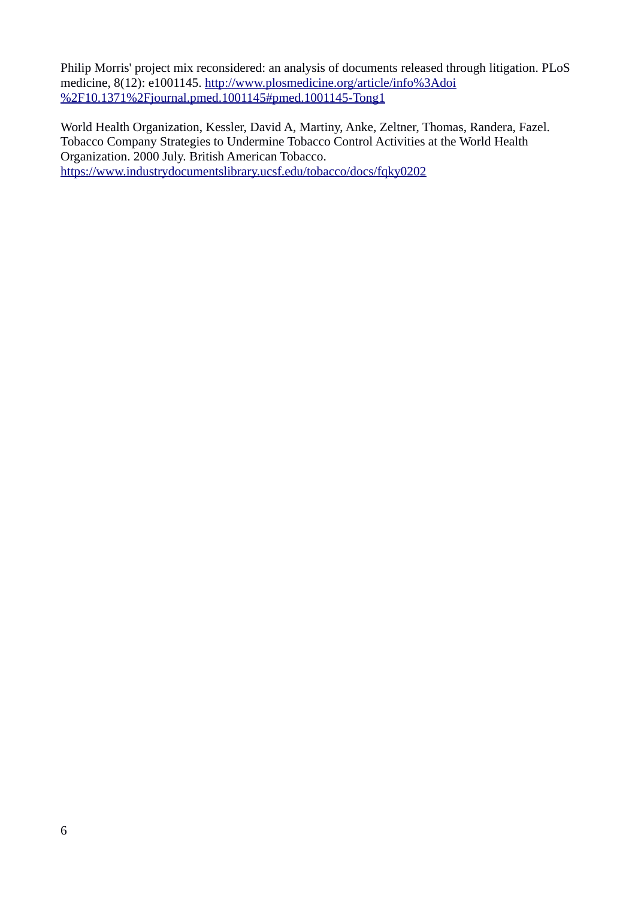Philip Morris' project mix reconsidered: an analysis of documents released through litigation. PLoS medicine, 8(12): e1001145. http://www.plosmedicine.org/article/info%3Adoi%2F10.1371%2Fjournal.pmed.1001145#pmed.1001145-Tong1

World Health Organization, Kessler, David A, Martiny, Anke, Zeltner, Thomas, Randera, Fazel. Tobacco Company Strategies to Undermine Tobacco Control Activities at the World Health Organization. 2000 July. British American Tobacco. https://www.industrydocumentslibrary.ucsf.edu/tobacco/docs/fqky0202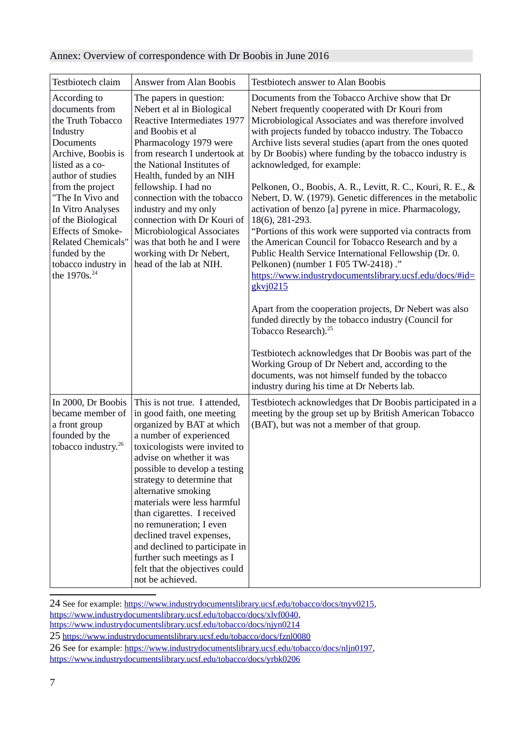Annex: Overview of correspondence with Dr Boobis in June 2016

| Testbiotech claim | Answer from Alan Boobis | Testbiotech answer to Alan Boobis |
|---|---|---|
| According to documents from the Truth Tobacco Industry Documents Archive, Boobis is listed as a co-author of studies from the project "The In Vivo and In Vitro Analyses of the Biological Effects of Smoke-Related Chemicals" funded by the tobacco industry in the 1970s.[24] | The papers in question: Nebert et al in Biological Reactive Intermediates 1977 and Boobis et al Pharmacology 1979 were from research I undertook at the National Institutes of Health, funded by an NIH fellowship. I had no connection with the tobacco industry and my only connection with Dr Kouri of Microbiological Associates was that both he and I were working with Dr Nebert, head of the lab at NIH. | Documents from the Tobacco Archive show that Dr Nebert frequently cooperated with Dr Kouri from Microbiological Associates and was therefore involved with projects funded by tobacco industry. The Tobacco Archive lists several studies (apart from the ones quoted by Dr Boobis) where funding by the tobacco industry is acknowledged, for example:<br><br>Pelkonen, O., Boobis, A. R., Levitt, R. C., Kouri, R. E., & Nebert, D. W. (1979). Genetic differences in the metabolic activation of benzo [a] pyrene in mice. Pharmacology, 18(6), 281-293.<br>"Portions of this work were supported via contracts from the American Council for Tobacco Research and by a Public Health Service International Fellowship (Dr. 0. Pelkonen) (number 1 F05 TW-2418) ."<br>https://www.industrydocumentslibrary.ucsf.edu/docs/#id=gkvj0215<br><br>Apart from the cooperation projects, Dr Nebert was also funded directly by the tobacco industry (Council for Tobacco Research).[25]<br><br>Testbiotech acknowledges that Dr Boobis was part of the Working Group of Dr Nebert and, according to the documents, was not himself funded by the tobacco industry during his time at Dr Neberts lab. |
| In 2000, Dr Boobis became member of a front group founded by the tobacco industry.[26] | This is not true. I attended, in good faith, one meeting organized by BAT at which a number of experienced toxicologists were invited to advise on whether it was possible to develop a testing strategy to determine that alternative smoking materials were less harmful than cigarettes. I received no remuneration; I even declined travel expenses, and declined to participate in further such meetings as I felt that the objectives could not be achieved. | Testbiotech acknowledges that Dr Boobis participated in a meeting by the group set up by British American Tobacco (BAT), but was not a member of that group. |

24 See for example: https://www.industrydocumentslibrary.ucsf.edu/tobacco/docs/tnyv0215, https://www.industrydocumentslibrary.ucsf.edu/tobacco/docs/xlvf0040, https://www.industrydocumentslibrary.ucsf.edu/tobacco/docs/njyn0214

25 https://www.industrydocumentslibrary.ucsf.edu/tobacco/docs/fznl0080

26 See for example: https://www.industrydocumentslibrary.ucsf.edu/tobacco/docs/nljn0197, https://www.industrydocumentslibrary.ucsf.edu/tobacco/docs/yrbk0206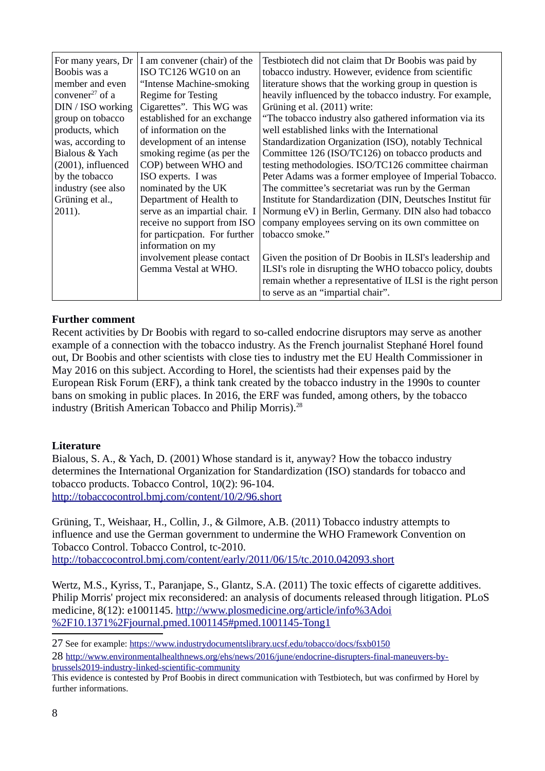| | | |
|---|---|---|
| For many years, Dr Boobis was a member and even convener[27] of a DIN / ISO working group on tobacco products, which was, according to Bialous & Yach (2001), influenced by the tobacco industry (see also Grüning et al., 2011). | I am convener (chair) of the ISO TC126 WG10 on an "Intense Machine-smoking Regime for Testing Cigarettes". This WG was established for an exchange of information on the development of an intense smoking regime (as per the COP) between WHO and ISO experts. I was nominated by the UK Department of Health to serve as an impartial chair. I receive no support from ISO for particpation. For further information on my involvement please contact Gemma Vestal at WHO. | Testbiotech did not claim that Dr Boobis was paid by tobacco industry. However, evidence from scientific literature shows that the working group in question is heavily influenced by the tobacco industry. For example, Grüning et al. (2011) write: "The tobacco industry also gathered information via its well established links with the International Standardization Organization (ISO), notably Technical Committee 126 (ISO/TC126) on tobacco products and testing methodologies. ISO/TC126 committee chairman Peter Adams was a former employee of Imperial Tobacco. The committee's secretariat was run by the German Institute for Standardization (DIN, Deutsches Institut für Normung eV) in Berlin, Germany. DIN also had tobacco company employees serving on its own committee on tobacco smoke." Given the position of Dr Boobis in ILSI's leadership and ILSI's role in disrupting the WHO tobacco policy, doubts remain whether a representative of ILSI is the right person to serve as an "impartial chair". |

**Further comment**

Recent activities by Dr Boobis with regard to so-called endocrine disruptors may serve as another example of a connection with the tobacco industry. As the French journalist Stephané Horel found out, Dr Boobis and other scientists with close ties to industry met the EU Health Commissioner in May 2016 on this subject. According to Horel, the scientists had their expenses paid by the European Risk Forum (ERF), a think tank created by the tobacco industry in the 1990s to counter bans on smoking in public places. In 2016, the ERF was funded, among others, by the tobacco industry (British American Tobacco and Philip Morris).[28]

**Literature**

Bialous, S. A., & Yach, D. (2001) Whose standard is it, anyway? How the tobacco industry determines the International Organization for Standardization (ISO) standards for tobacco and tobacco products. Tobacco Control, 10(2): 96-104. http://tobaccocontrol.bmj.com/content/10/2/96.short

Grüning, T., Weishaar, H., Collin, J., & Gilmore, A.B. (2011) Tobacco industry attempts to influence and use the German government to undermine the WHO Framework Convention on Tobacco Control. Tobacco Control, tc-2010. http://tobaccocontrol.bmj.com/content/early/2011/06/15/tc.2010.042093.short

Wertz, M.S., Kyriss, T., Paranjape, S., Glantz, S.A. (2011) The toxic effects of cigarette additives. Philip Morris' project mix reconsidered: an analysis of documents released through litigation. PLoS medicine, 8(12): e1001145. http://www.plosmedicine.org/article/info%3Adoi%2F10.1371%2Fjournal.pmed.1001145#pmed.1001145-Tong1

27 See for example: https://www.industrydocumentslibrary.ucsf.edu/tobacco/docs/fsxb0150

28 http://www.environmentalhealthnews.org/ehs/news/2016/june/endocrine-disrupters-final-maneuvers-by-brussels2019-industry-linked-scientific-community
This evidence is contested by Prof Boobis in direct communication with Testbiotech, but was confirmed by Horel by further informations.